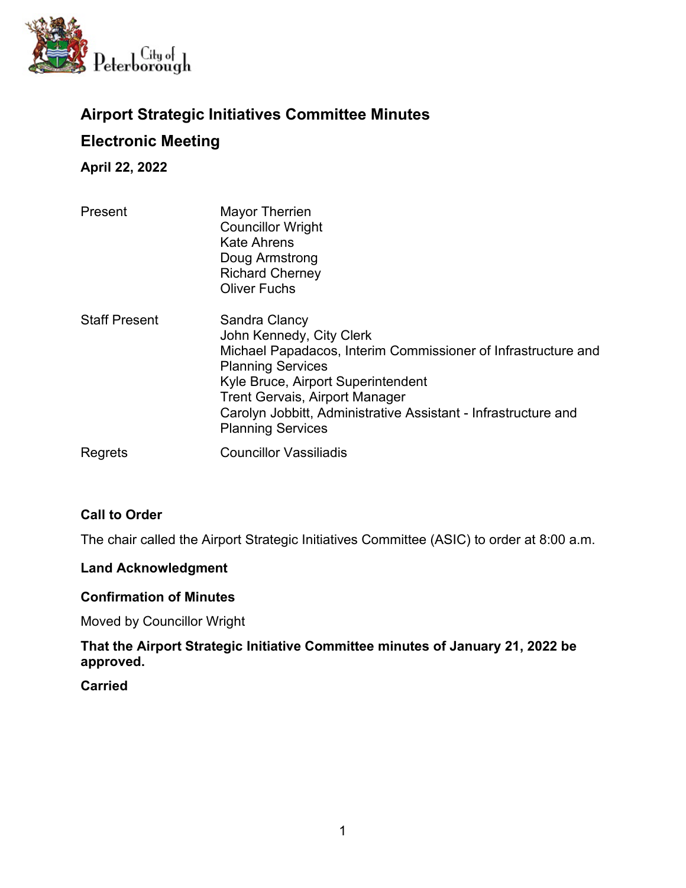# Airport Strategic Initiatives Committee Minutes

## Electronic Meeting

**April 22, 2022**

| | |
|---|---|
| Present | Mayor Therrien<br>Councillor Wright<br>Kate Ahrens<br>Doug Armstrong<br>Richard Cherney<br>Oliver Fuchs |
| Staff Present | Sandra Clancy<br>John Kennedy, City Clerk<br>Michael Papadacos, Interim Commissioner of Infrastructure and Planning Services<br>Kyle Bruce, Airport Superintendent<br>Trent Gervais, Airport Manager<br>Carolyn Jobbitt, Administrative Assistant - Infrastructure and Planning Services |
| Regrets | Councillor Vassiliadis |

### Call to Order

The chair called the Airport Strategic Initiatives Committee (ASIC) to order at 8:00 a.m.

### Land Acknowledgment

### Confirmation of Minutes

Moved by Councillor Wright

**That the Airport Strategic Initiative Committee minutes of January 21, 2022 be approved.**

**Carried**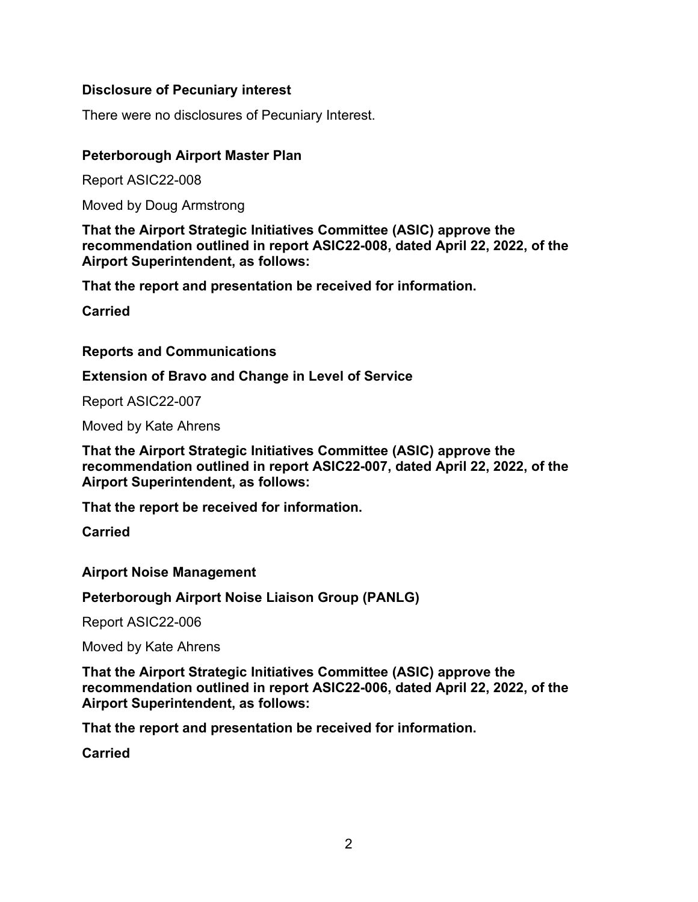## Disclosure of Pecuniary interest

There were no disclosures of Pecuniary Interest.

## Peterborough Airport Master Plan

Report ASIC22-008

Moved by Doug Armstrong

**That the Airport Strategic Initiatives Committee (ASIC) approve the recommendation outlined in report ASIC22-008, dated April 22, 2022, of the Airport Superintendent, as follows:**

**That the report and presentation be received for information.**

**Carried**

## Reports and Communications

### Extension of Bravo and Change in Level of Service

Report ASIC22-007

Moved by Kate Ahrens

**That the Airport Strategic Initiatives Committee (ASIC) approve the recommendation outlined in report ASIC22-007, dated April 22, 2022, of the Airport Superintendent, as follows:**

**That the report be received for information.**

**Carried**

## Airport Noise Management

### Peterborough Airport Noise Liaison Group (PANLG)

Report ASIC22-006

Moved by Kate Ahrens

**That the Airport Strategic Initiatives Committee (ASIC) approve the recommendation outlined in report ASIC22-006, dated April 22, 2022, of the Airport Superintendent, as follows:**

**That the report and presentation be received for information.**

**Carried**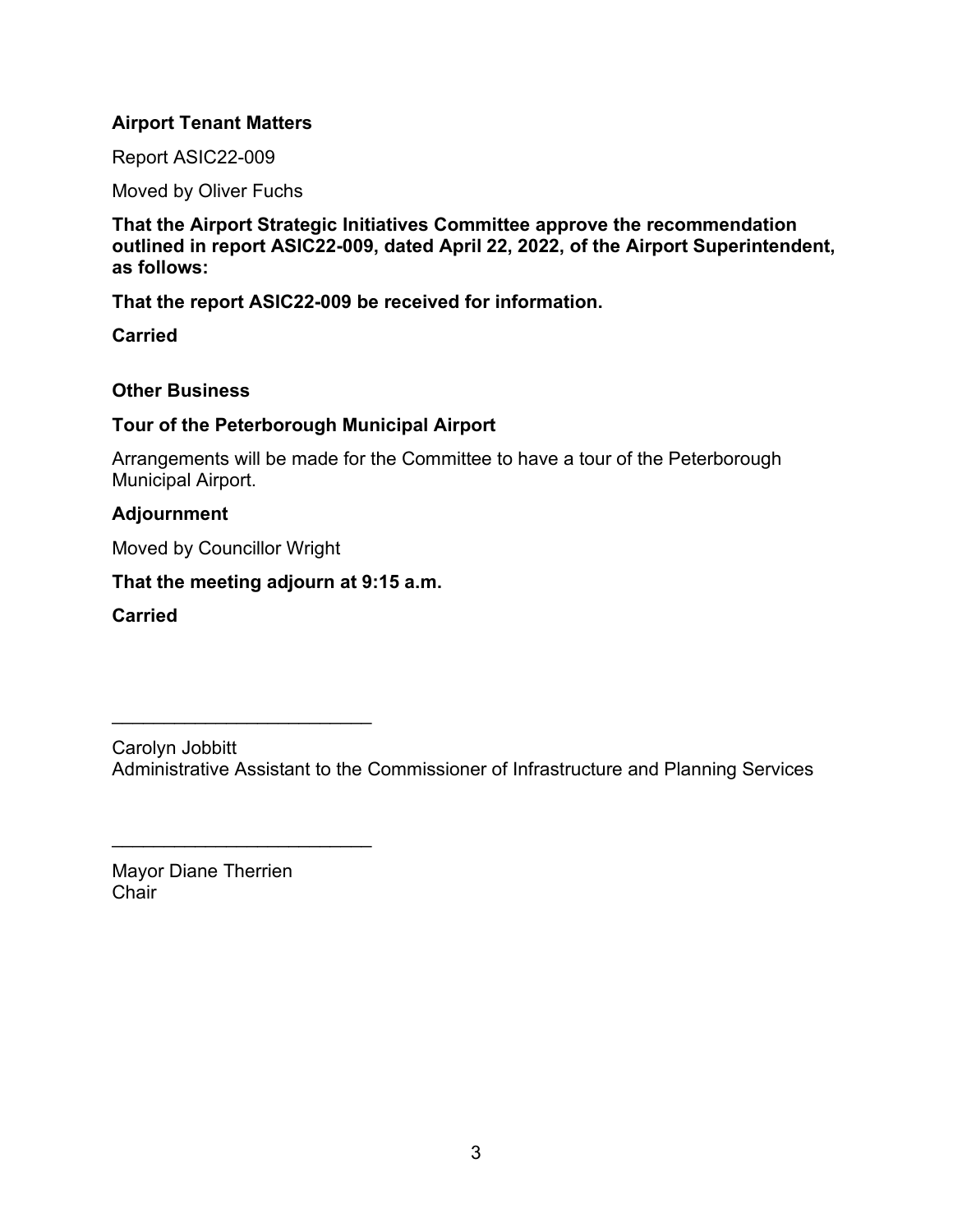**Airport Tenant Matters**

Report ASIC22-009

Moved by Oliver Fuchs

**That the Airport Strategic Initiatives Committee approve the recommendation outlined in report ASIC22-009, dated April 22, 2022, of the Airport Superintendent, as follows:**

**That the report ASIC22-009 be received for information.**

**Carried**

**Other Business**

**Tour of the Peterborough Municipal Airport**

Arrangements will be made for the Committee to have a tour of the Peterborough Municipal Airport.

**Adjournment**

Moved by Councillor Wright

**That the meeting adjourn at 9:15 a.m.**

**Carried**

_________________________

Carolyn Jobbitt
Administrative Assistant to the Commissioner of Infrastructure and Planning Services

_________________________

Mayor Diane Therrien
Chair